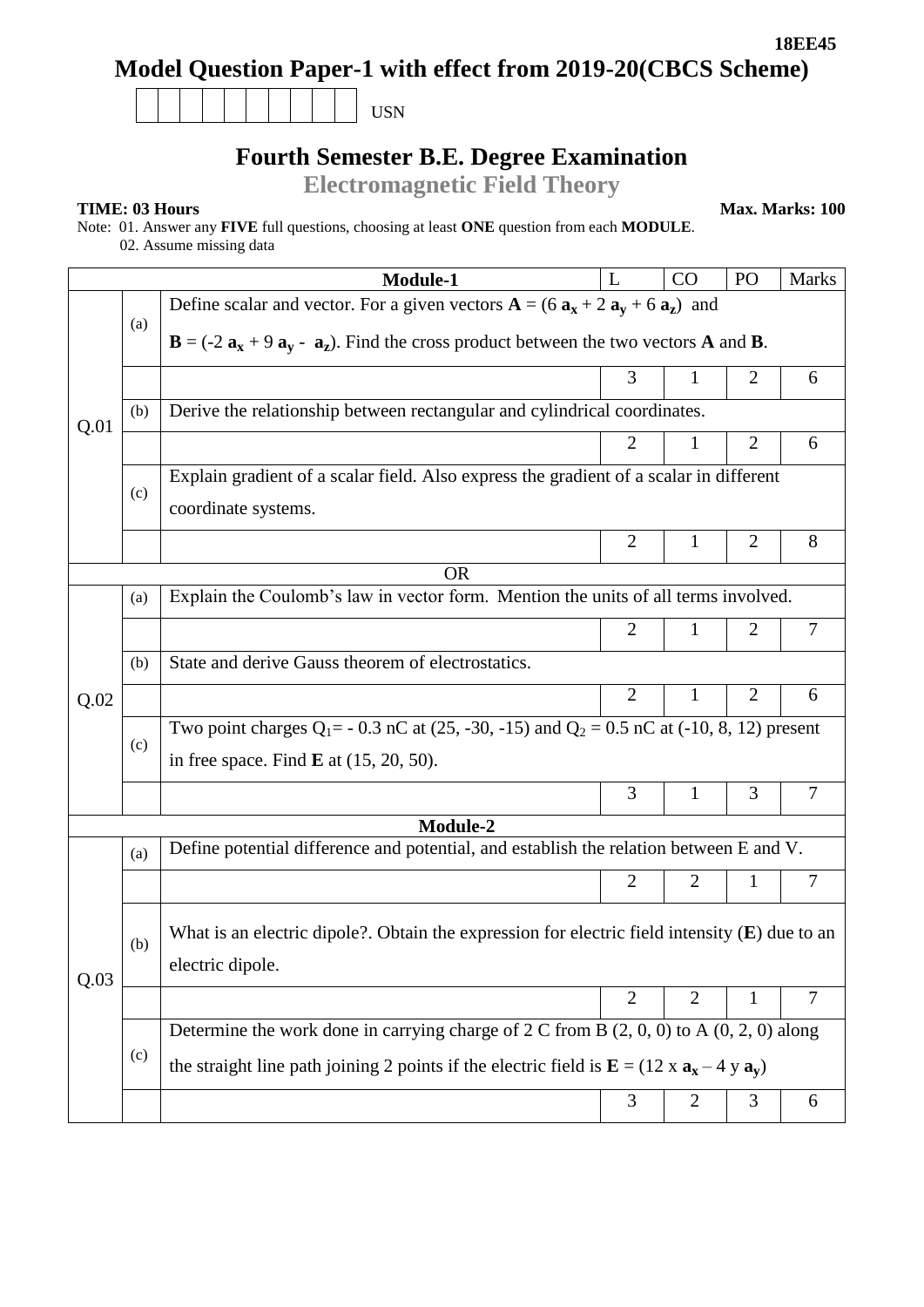**18EE45**

# Model Question Paper-1 with effect from 2019-20(CBCS Scheme)

USN: | | | | | | | | | | |

## Fourth Semester B.E. Degree Examination

## Electromagnetic Field Theory

**TIME: 03 Hours** **Max. Marks: 100**

Note: 01. Answer any **FIVE** full questions, choosing at least **ONE** question from each **MODULE**.
02. Assume missing data

| | | **Module-1** | L | CO | PO | Marks |
|---|---|---|---|---|---|---|
| Q.01 | (a) | Define scalar and vector. For a given vectors $\mathbf{A} = (6\,\mathbf{a_x} + 2\,\mathbf{a_y} + 6\,\mathbf{a_z})$ and $\mathbf{B} = (-2\,\mathbf{a_x} + 9\,\mathbf{a_y} - \mathbf{a_z})$. Find the cross product between the two vectors **A** and **B**. | 3 | 1 | 2 | 6 |
| | (b) | Derive the relationship between rectangular and cylindrical coordinates. | 2 | 1 | 2 | 6 |
| | (c) | Explain gradient of a scalar field. Also express the gradient of a scalar in different coordinate systems. | 2 | 1 | 2 | 8 |
| | | **OR** | | | | |
| Q.02 | (a) | Explain the Coulomb's law in vector form. Mention the units of all terms involved. | 2 | 1 | 2 | 7 |
| | (b) | State and derive Gauss theorem of electrostatics. | 2 | 1 | 2 | 6 |
| | (c) | Two point charges $Q_1 = -0.3$ nC at (25, -30, -15) and $Q_2 = 0.5$ nC at (-10, 8, 12) present in free space. Find **E** at (15, 20, 50). | 3 | 1 | 3 | 7 |
| | | **Module-2** | | | | |
| Q.03 | (a) | Define potential difference and potential, and establish the relation between E and V. | 2 | 2 | 1 | 7 |
| | (b) | What is an electric dipole?. Obtain the expression for electric field intensity (**E**) due to an electric dipole. | 2 | 2 | 1 | 7 |
| | (c) | Determine the work done in carrying charge of 2 C from B (2, 0, 0) to A (0, 2, 0) along the straight line path joining 2 points if the electric field is $\mathbf{E} = (12\,x\,\mathbf{a_x} - 4\,y\,\mathbf{a_y})$ | 3 | 2 | 3 | 6 |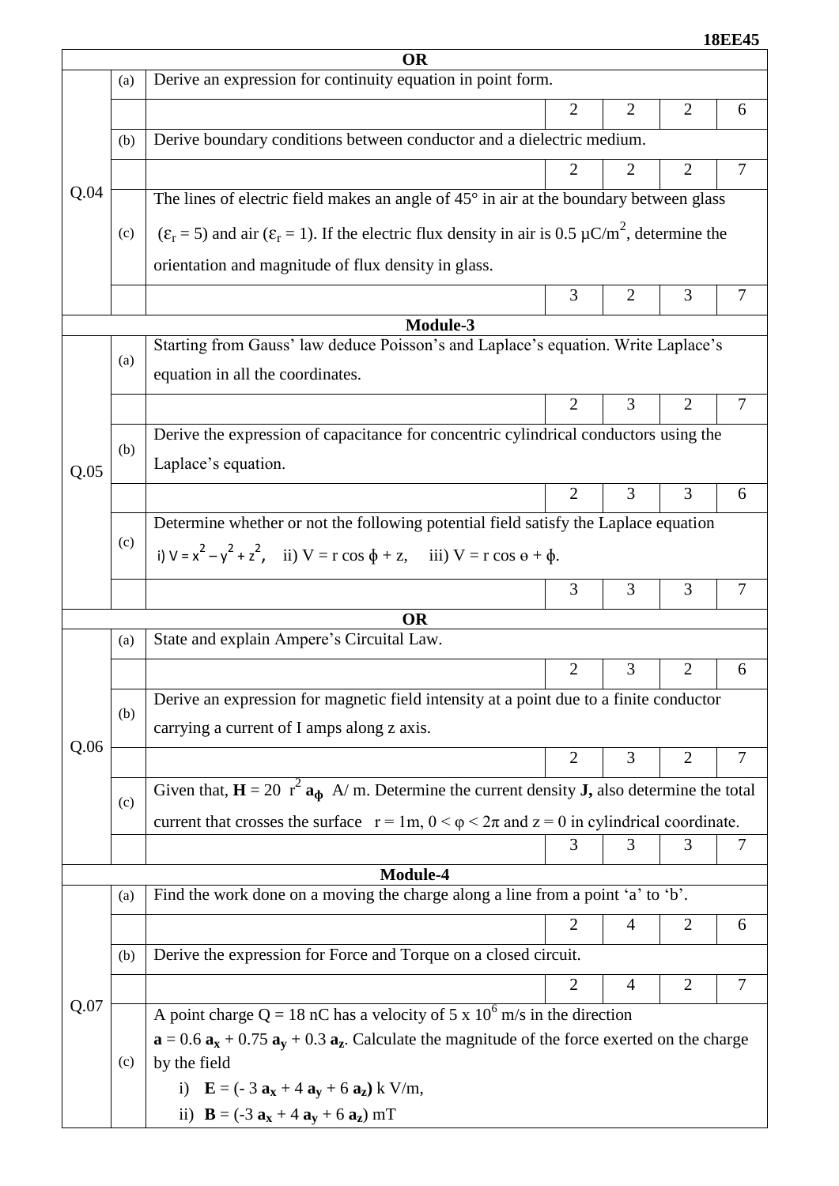| | | **OR** | | | | |
|---|---|---|---|---|---|---|
| Q.04 | (a) | Derive an expression for continuity equation in point form. | | | | |
| | | | 2 | 2 | 2 | 6 |
| | (b) | Derive boundary conditions between conductor and a dielectric medium. | | | | |
| | | | 2 | 2 | 2 | 7 |
| | (c) | The lines of electric field makes an angle of 45° in air at the boundary between glass ($\varepsilon_r = 5$) and air ($\varepsilon_r = 1$). If the electric flux density in air is 0.5 $\mu C/m^2$, determine the orientation and magnitude of flux density in glass. | | | | |
| | | | 3 | 2 | 3 | 7 |
| | | **Module-3** | | | | |
| Q.05 | (a) | Starting from Gauss' law deduce Poisson's and Laplace's equation. Write Laplace's equation in all the coordinates. | | | | |
| | | | 2 | 3 | 2 | 7 |
| | (b) | Derive the expression of capacitance for concentric cylindrical conductors using the Laplace's equation. | | | | |
| | | | 2 | 3 | 3 | 6 |
| | (c) | Determine whether or not the following potential field satisfy the Laplace equation i) $V = x^2 - y^2 + z^2$, ii) $V = r \cos \phi + z$, iii) $V = r \cos \theta + \phi$. | | | | |
| | | | 3 | 3 | 3 | 7 |
| | | **OR** | | | | |
| Q.06 | (a) | State and explain Ampere's Circuital Law. | | | | |
| | | | 2 | 3 | 2 | 6 |
| | (b) | Derive an expression for magnetic field intensity at a point due to a finite conductor carrying a current of I amps along z axis. | | | | |
| | | | 2 | 3 | 2 | 7 |
| | (c) | Given that, $\mathbf{H} = 20\ r^2\ \mathbf{a_\phi}$ A/ m. Determine the current density **J,** also determine the total current that crosses the surface $r = 1m$, $0 < \varphi < 2\pi$ and $z = 0$ in cylindrical coordinate. | | | | |
| | | | 3 | 3 | 3 | 7 |
| | | **Module-4** | | | | |
| Q.07 | (a) | Find the work done on a moving the charge along a line from a point 'a' to 'b'. | | | | |
| | | | 2 | 4 | 2 | 6 |
| | (b) | Derive the expression for Force and Torque on a closed circuit. | | | | |
| | | | 2 | 4 | 2 | 7 |
| | (c) | A point charge Q = 18 nC has a velocity of $5 \times 10^6$ m/s in the direction $\mathbf{a} = 0.6\ \mathbf{a_x} + 0.75\ \mathbf{a_y} + 0.3\ \mathbf{a_z}$. Calculate the magnitude of the force exerted on the charge by the field i) $\mathbf{E} = (-3\ \mathbf{a_x} + 4\ \mathbf{a_y} + 6\ \mathbf{a_z})$ k V/m, ii) $\mathbf{B} = (-3\ \mathbf{a_x} + 4\ \mathbf{a_y} + 6\ \mathbf{a_z})$ mT | | | | |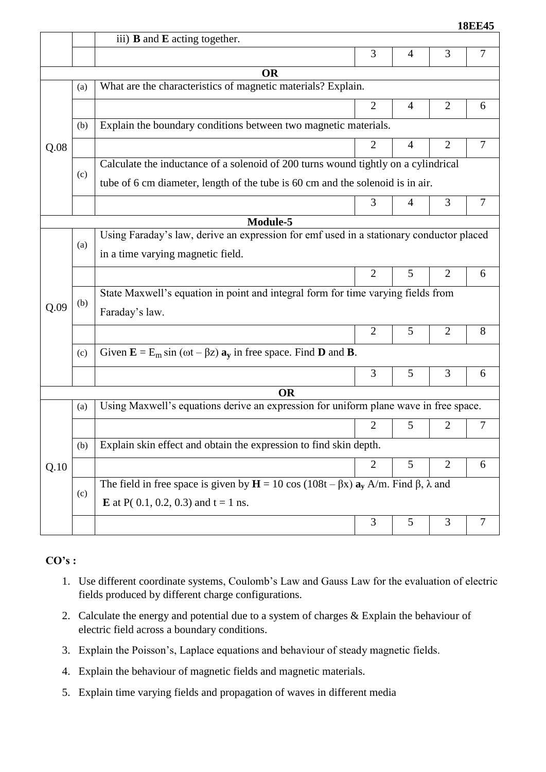| | | | | | | |
|---|---|---|---|---|---|---|
| | | iii) **B** and **E** acting together. | | | | |
| | | | 3 | 4 | 3 | 7 |
| **OR** | | | | | | |
| Q.08 | (a) | What are the characteristics of magnetic materials? Explain. | | | | |
| | | | 2 | 4 | 2 | 6 |
| | (b) | Explain the boundary conditions between two magnetic materials. | | | | |
| | | | 2 | 4 | 2 | 7 |
| | (c) | Calculate the inductance of a solenoid of 200 turns wound tightly on a cylindrical tube of 6 cm diameter, length of the tube is 60 cm and the solenoid is in air. | | | | |
| | | | 3 | 4 | 3 | 7 |
| **Module-5** | | | | | | |
| Q.09 | (a) | Using Faraday's law, derive an expression for emf used in a stationary conductor placed in a time varying magnetic field. | | | | |
| | | | 2 | 5 | 2 | 6 |
| | (b) | State Maxwell's equation in point and integral form for time varying fields from Faraday's law. | | | | |
| | | | 2 | 5 | 2 | 8 |
| | (c) | Given $\mathbf{E} = E_m \sin(\omega t - \beta z)\, \mathbf{a_y}$ in free space. Find **D** and **B**. | | | | |
| | | | 3 | 5 | 3 | 6 |
| **OR** | | | | | | |
| Q.10 | (a) | Using Maxwell's equations derive an expression for uniform plane wave in free space. | | | | |
| | | | 2 | 5 | 2 | 7 |
| | (b) | Explain skin effect and obtain the expression to find skin depth. | | | | |
| | | | 2 | 5 | 2 | 6 |
| | (c) | The field in free space is given by $\mathbf{H} = 10 \cos(108t - \beta x)\, \mathbf{a_y}$ A/m. Find $\beta$, $\lambda$ and **E** at P( 0.1, 0.2, 0.3) and t = 1 ns. | | | | |
| | | | 3 | 5 | 3 | 7 |

**CO's :**

1. Use different coordinate systems, Coulomb's Law and Gauss Law for the evaluation of electric fields produced by different charge configurations.
2. Calculate the energy and potential due to a system of charges & Explain the behaviour of electric field across a boundary conditions.
3. Explain the Poisson's, Laplace equations and behaviour of steady magnetic fields.
4. Explain the behaviour of magnetic fields and magnetic materials.
5. Explain time varying fields and propagation of waves in different media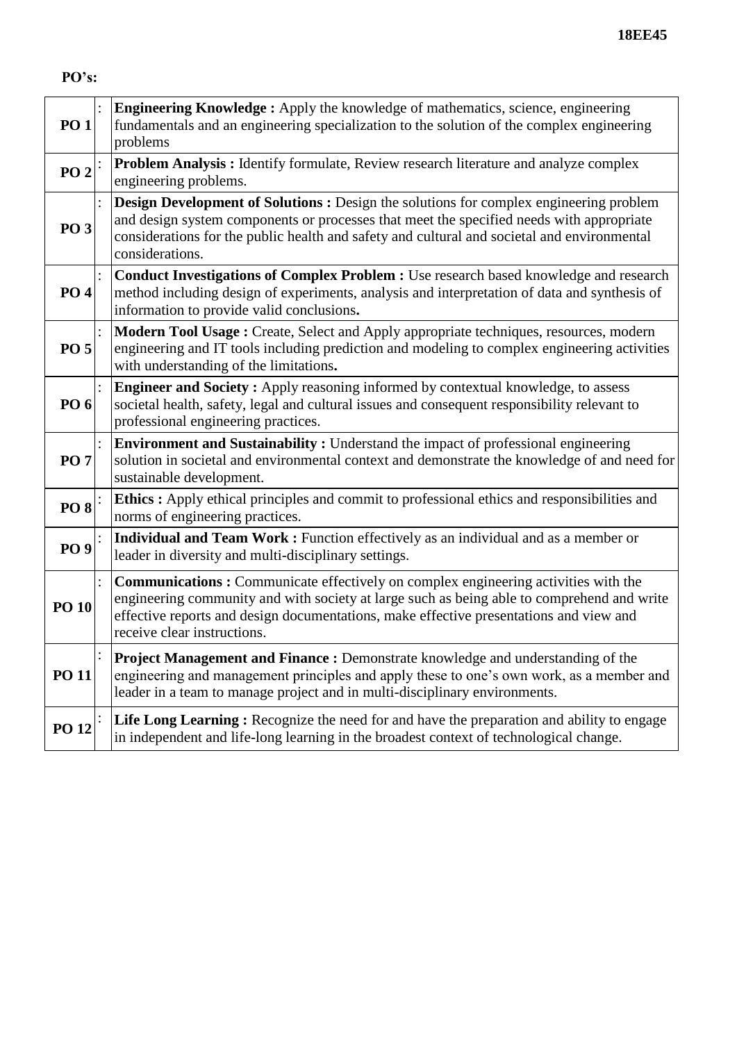**PO's:**

| | | |
|---|---|---|
| **PO 1** | : | **Engineering Knowledge :** Apply the knowledge of mathematics, science, engineering fundamentals and an engineering specialization to the solution of the complex engineering problems |
| **PO 2** | : | **Problem Analysis :** Identify formulate, Review research literature and analyze complex engineering problems. |
| **PO 3** | : | **Design Development of Solutions :** Design the solutions for complex engineering problem and design system components or processes that meet the specified needs with appropriate considerations for the public health and safety and cultural and societal and environmental considerations. |
| **PO 4** | : | **Conduct Investigations of Complex Problem :** Use research based knowledge and research method including design of experiments, analysis and interpretation of data and synthesis of information to provide valid conclusions**.** |
| **PO 5** | : | **Modern Tool Usage :** Create, Select and Apply appropriate techniques, resources, modern engineering and IT tools including prediction and modeling to complex engineering activities with understanding of the limitations**.** |
| **PO 6** | : | **Engineer and Society :** Apply reasoning informed by contextual knowledge, to assess societal health, safety, legal and cultural issues and consequent responsibility relevant to professional engineering practices. |
| **PO 7** | : | **Environment and Sustainability :** Understand the impact of professional engineering solution in societal and environmental context and demonstrate the knowledge of and need for sustainable development. |
| **PO 8** | : | **Ethics :** Apply ethical principles and commit to professional ethics and responsibilities and norms of engineering practices. |
| **PO 9** | : | **Individual and Team Work :** Function effectively as an individual and as a member or leader in diversity and multi-disciplinary settings. |
| **PO 10** | : | **Communications :** Communicate effectively on complex engineering activities with the engineering community and with society at large such as being able to comprehend and write effective reports and design documentations, make effective presentations and view and receive clear instructions. |
| **PO 11** | : | **Project Management and Finance :** Demonstrate knowledge and understanding of the engineering and management principles and apply these to one's own work, as a member and leader in a team to manage project and in multi-disciplinary environments. |
| **PO 12** | : | **Life Long Learning :** Recognize the need for and have the preparation and ability to engage in independent and life-long learning in the broadest context of technological change. |